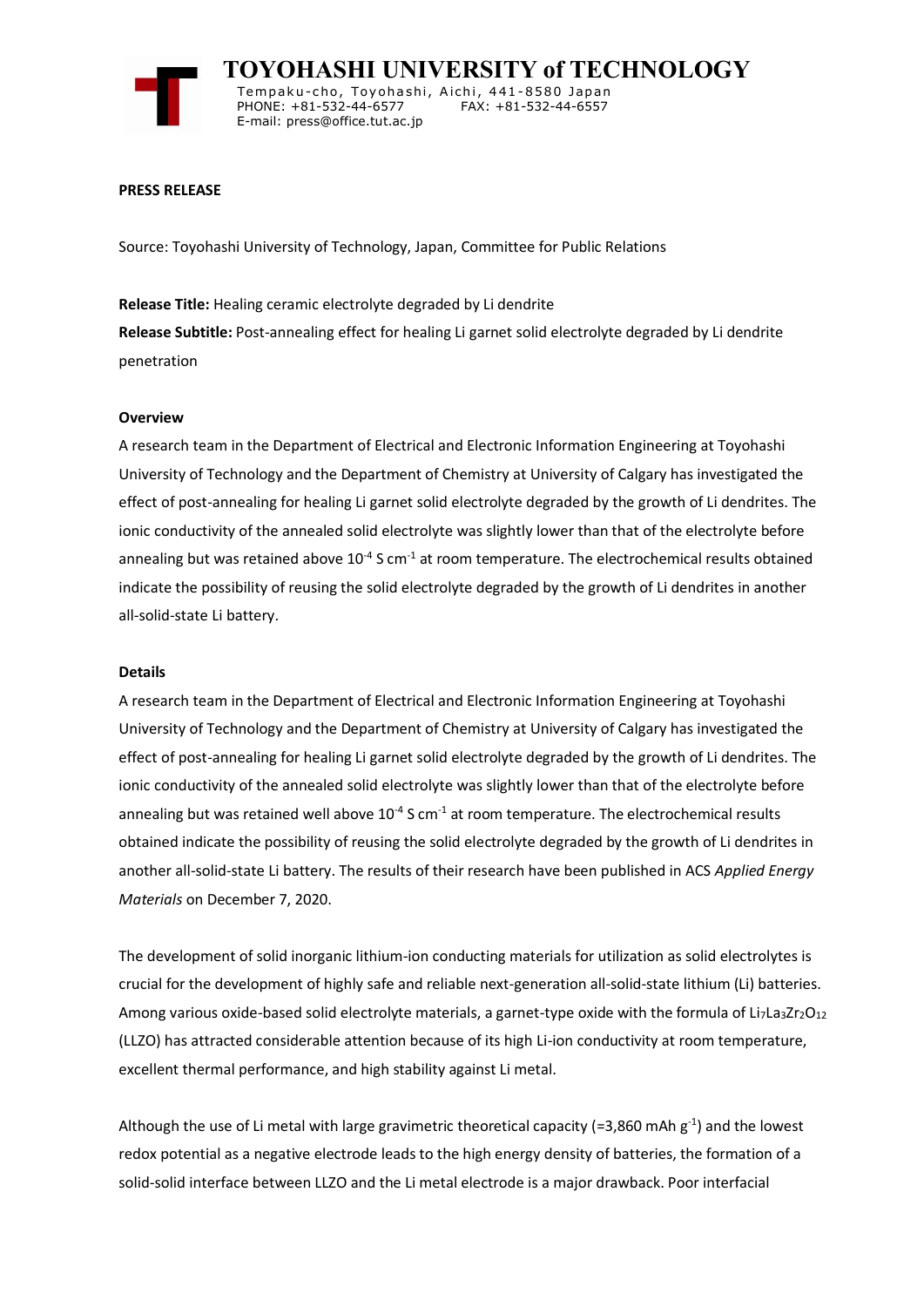# TOYOHASHI UNIVERSITY of TECHNOLOGY

Tempaku-cho, Toyohashi, Aichi, 441-8580 Japan
PHONE: +81-532-44-6577 FAX: +81-532-44-6557
E-mail: press@office.tut.ac.jp

**PRESS RELEASE**

Source: Toyohashi University of Technology, Japan, Committee for Public Relations

**Release Title:** Healing ceramic electrolyte degraded by Li dendrite
**Release Subtitle:** Post-annealing effect for healing Li garnet solid electrolyte degraded by Li dendrite penetration

**Overview**

A research team in the Department of Electrical and Electronic Information Engineering at Toyohashi University of Technology and the Department of Chemistry at University of Calgary has investigated the effect of post-annealing for healing Li garnet solid electrolyte degraded by the growth of Li dendrites. The ionic conductivity of the annealed solid electrolyte was slightly lower than that of the electrolyte before annealing but was retained above $10^{-4}$ S cm$^{-1}$ at room temperature. The electrochemical results obtained indicate the possibility of reusing the solid electrolyte degraded by the growth of Li dendrites in another all-solid-state Li battery.

**Details**

A research team in the Department of Electrical and Electronic Information Engineering at Toyohashi University of Technology and the Department of Chemistry at University of Calgary has investigated the effect of post-annealing for healing Li garnet solid electrolyte degraded by the growth of Li dendrites. The ionic conductivity of the annealed solid electrolyte was slightly lower than that of the electrolyte before annealing but was retained well above $10^{-4}$ S cm$^{-1}$ at room temperature. The electrochemical results obtained indicate the possibility of reusing the solid electrolyte degraded by the growth of Li dendrites in another all-solid-state Li battery. The results of their research have been published in ACS *Applied Energy Materials* on December 7, 2020.

The development of solid inorganic lithium-ion conducting materials for utilization as solid electrolytes is crucial for the development of highly safe and reliable next-generation all-solid-state lithium (Li) batteries. Among various oxide-based solid electrolyte materials, a garnet-type oxide with the formula $Li_7La_3Zr_2O_{12}$ (LLZO) has attracted considerable attention because of its high Li-ion conductivity at room temperature, excellent thermal performance, and high stability against Li metal.

Although the use of Li metal with large gravimetric theoretical capacity (=3,860 mAh g$^{-1}$) and the lowest redox potential as a negative electrode leads to the high energy density of batteries, the formation of a solid-solid interface between LLZO and the Li metal electrode is a major drawback. Poor interfacial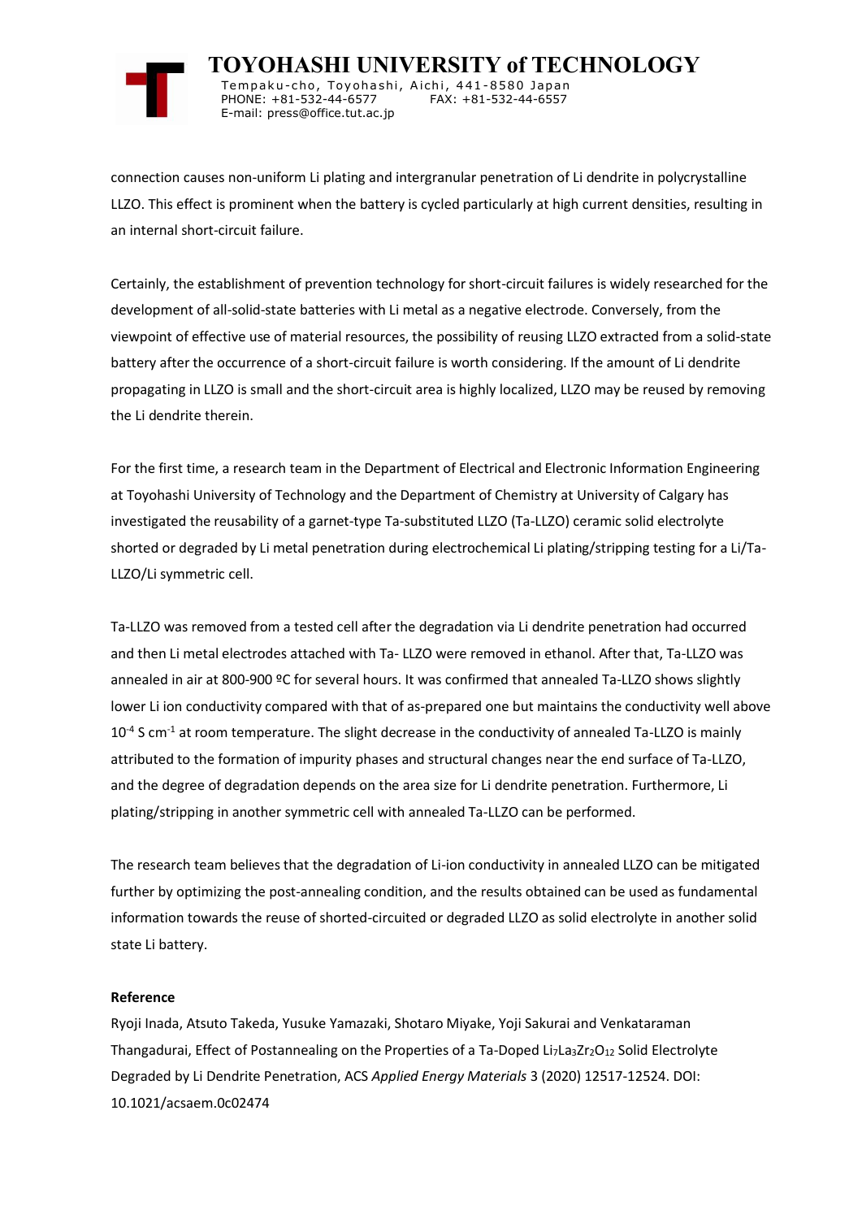connection causes non-uniform Li plating and intergranular penetration of Li dendrite in polycrystalline LLZO. This effect is prominent when the battery is cycled particularly at high current densities, resulting in an internal short-circuit failure.

Certainly, the establishment of prevention technology for short-circuit failures is widely researched for the development of all-solid-state batteries with Li metal as a negative electrode. Conversely, from the viewpoint of effective use of material resources, the possibility of reusing LLZO extracted from a solid-state battery after the occurrence of a short-circuit failure is worth considering. If the amount of Li dendrite propagating in LLZO is small and the short-circuit area is highly localized, LLZO may be reused by removing the Li dendrite therein.

For the first time, a research team in the Department of Electrical and Electronic Information Engineering at Toyohashi University of Technology and the Department of Chemistry at University of Calgary has investigated the reusability of a garnet-type Ta-substituted LLZO (Ta-LLZO) ceramic solid electrolyte shorted or degraded by Li metal penetration during electrochemical Li plating/stripping testing for a Li/Ta-LLZO/Li symmetric cell.

Ta-LLZO was removed from a tested cell after the degradation via Li dendrite penetration had occurred and then Li metal electrodes attached with Ta- LLZO were removed in ethanol. After that, Ta-LLZO was annealed in air at 800-900 ºC for several hours. It was confirmed that annealed Ta-LLZO shows slightly lower Li ion conductivity compared with that of as-prepared one but maintains the conductivity well above $10^{-4}$ S cm$^{-1}$ at room temperature. The slight decrease in the conductivity of annealed Ta-LLZO is mainly attributed to the formation of impurity phases and structural changes near the end surface of Ta-LLZO, and the degree of degradation depends on the area size for Li dendrite penetration. Furthermore, Li plating/stripping in another symmetric cell with annealed Ta-LLZO can be performed.

The research team believes that the degradation of Li-ion conductivity in annealed LLZO can be mitigated further by optimizing the post-annealing condition, and the results obtained can be used as fundamental information towards the reuse of shorted-circuited or degraded LLZO as solid electrolyte in another solid state Li battery.

**Reference**

Ryoji Inada, Atsuto Takeda, Yusuke Yamazaki, Shotaro Miyake, Yoji Sakurai and Venkataraman Thangadurai, Effect of Postannealing on the Properties of a Ta-Doped $Li_7La_3Zr_2O_{12}$ Solid Electrolyte Degraded by Li Dendrite Penetration, ACS *Applied Energy Materials* 3 (2020) 12517-12524. DOI: 10.1021/acsaem.0c02474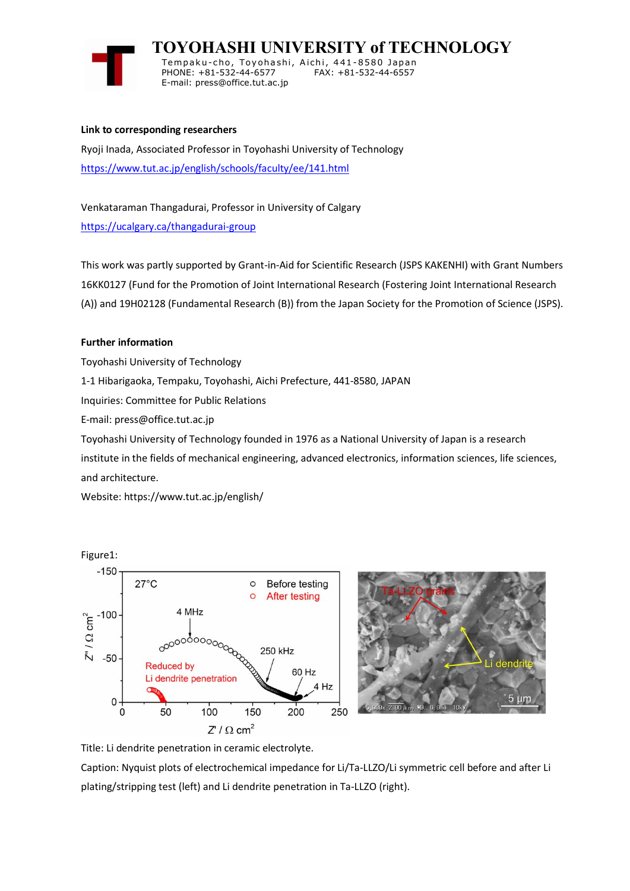**Link to corresponding researchers**

Ryoji Inada, Associated Professor in Toyohashi University of Technology

https://www.tut.ac.jp/english/schools/faculty/ee/141.html

Venkataraman Thangadurai, Professor in University of Calgary

https://ucalgary.ca/thangadurai-group

This work was partly supported by Grant-in-Aid for Scientific Research (JSPS KAKENHI) with Grant Numbers 16KK0127 (Fund for the Promotion of Joint International Research (Fostering Joint International Research (A)) and 19H02128 (Fundamental Research (B)) from the Japan Society for the Promotion of Science (JSPS).

**Further information**

Toyohashi University of Technology

1-1 Hibarigaoka, Tempaku, Toyohashi, Aichi Prefecture, 441-8580, JAPAN

Inquiries: Committee for Public Relations

E-mail: press@office.tut.ac.jp

Toyohashi University of Technology founded in 1976 as a National University of Japan is a research institute in the fields of mechanical engineering, advanced electronics, information sciences, life sciences, and architecture.

Website: https://www.tut.ac.jp/english/

Figure1:

Title: Li dendrite penetration in ceramic electrolyte.

Caption: Nyquist plots of electrochemical impedance for Li/Ta-LLZO/Li symmetric cell before and after Li plating/stripping test (left) and Li dendrite penetration in Ta-LLZO (right).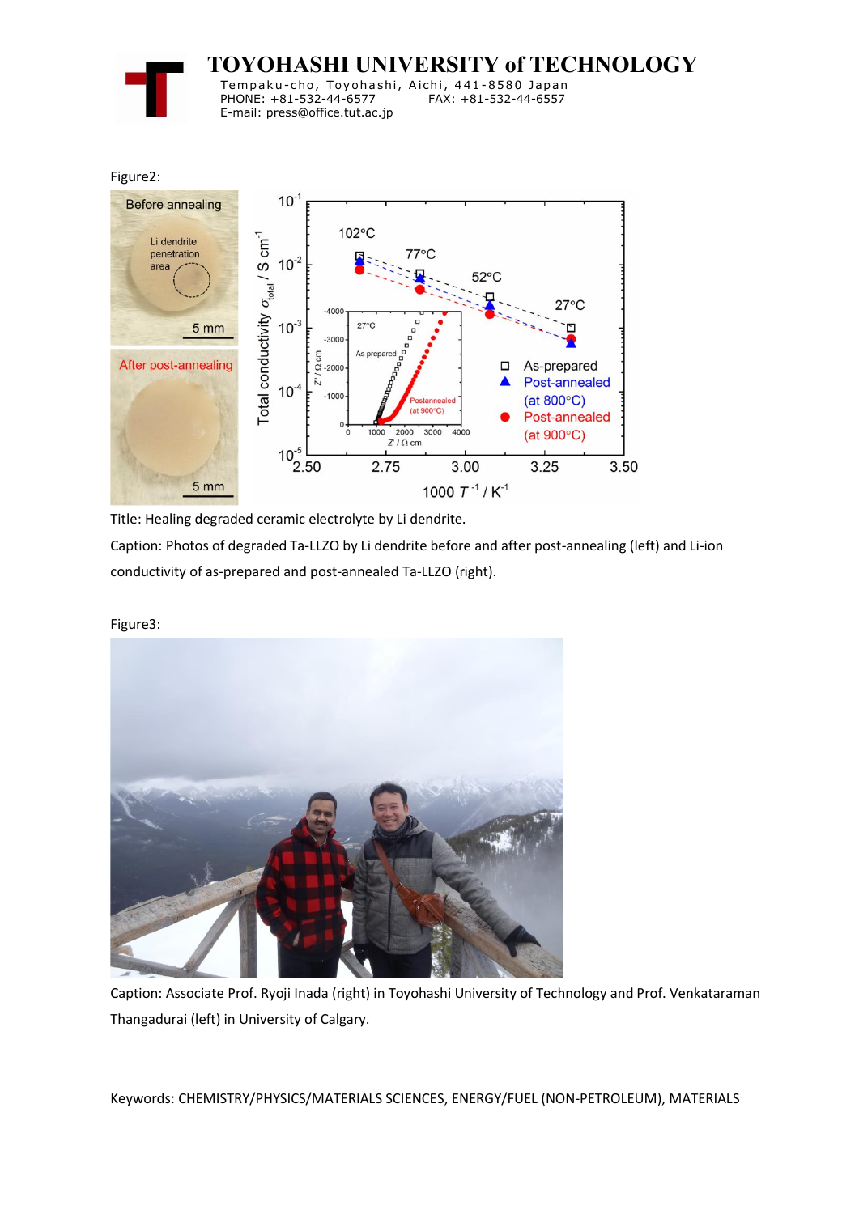Figure2:

Before annealing

Li dendrite penetration area

5 mm

After post-annealing

5 mm

$10^{-1}$

$10^{-2}$

$10^{-3}$

$10^{-4}$

$10^{-5}$

Total conductivity $\sigma_{total}$ / S cm$^{-1}$

102°C

77°C

52°C

27°C

2.50 2.75 3.00 3.25 3.50

1000 $T^{-1}$ / K$^{-1}$

As-prepared

Post-annealed (at 800°C)

Post-annealed (at 900°C)

27°C

As prepared

Postannealed (at 900°C)

$Z''$ / Ω cm

-4000 -3000 -2000 -1000 0

0 1000 2000 3000 4000

$Z'$ / Ω cm

Title: Healing degraded ceramic electrolyte by Li dendrite.

Caption: Photos of degraded Ta-LLZO by Li dendrite before and after post-annealing (left) and Li-ion conductivity of as-prepared and post-annealed Ta-LLZO (right).

Figure3:

Caption: Associate Prof. Ryoji Inada (right) in Toyohashi University of Technology and Prof. Venkataraman Thangadurai (left) in University of Calgary.

Keywords: CHEMISTRY/PHYSICS/MATERIALS SCIENCES, ENERGY/FUEL (NON-PETROLEUM), MATERIALS